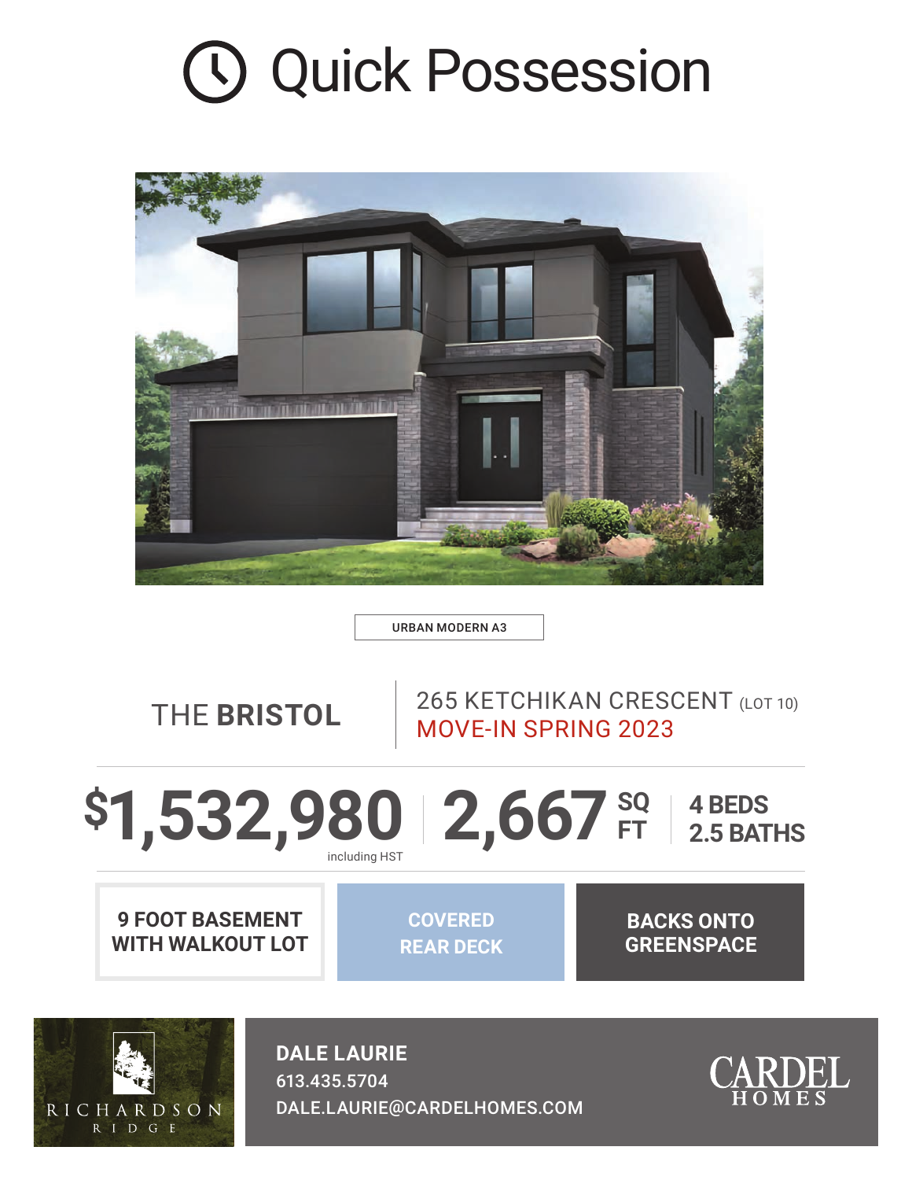# Quick Possession

URBAN MODERN A3

## THE **BRISTOL**

265 KETCHIKAN CRESCENT (LOT 10)
MOVE-IN SPRING 2023

**$1,532,980** including HST | **2,667** SQ FT | **4 BEDS 2.5 BATHS**

**9 FOOT BASEMENT WITH WALKOUT LOT**

**COVERED REAR DECK**

**BACKS ONTO GREENSPACE**

RICHARDSON RIDGE

**DALE LAURIE**
613.435.5704
DALE.LAURIE@CARDELHOMES.COM

CARDEL HOMES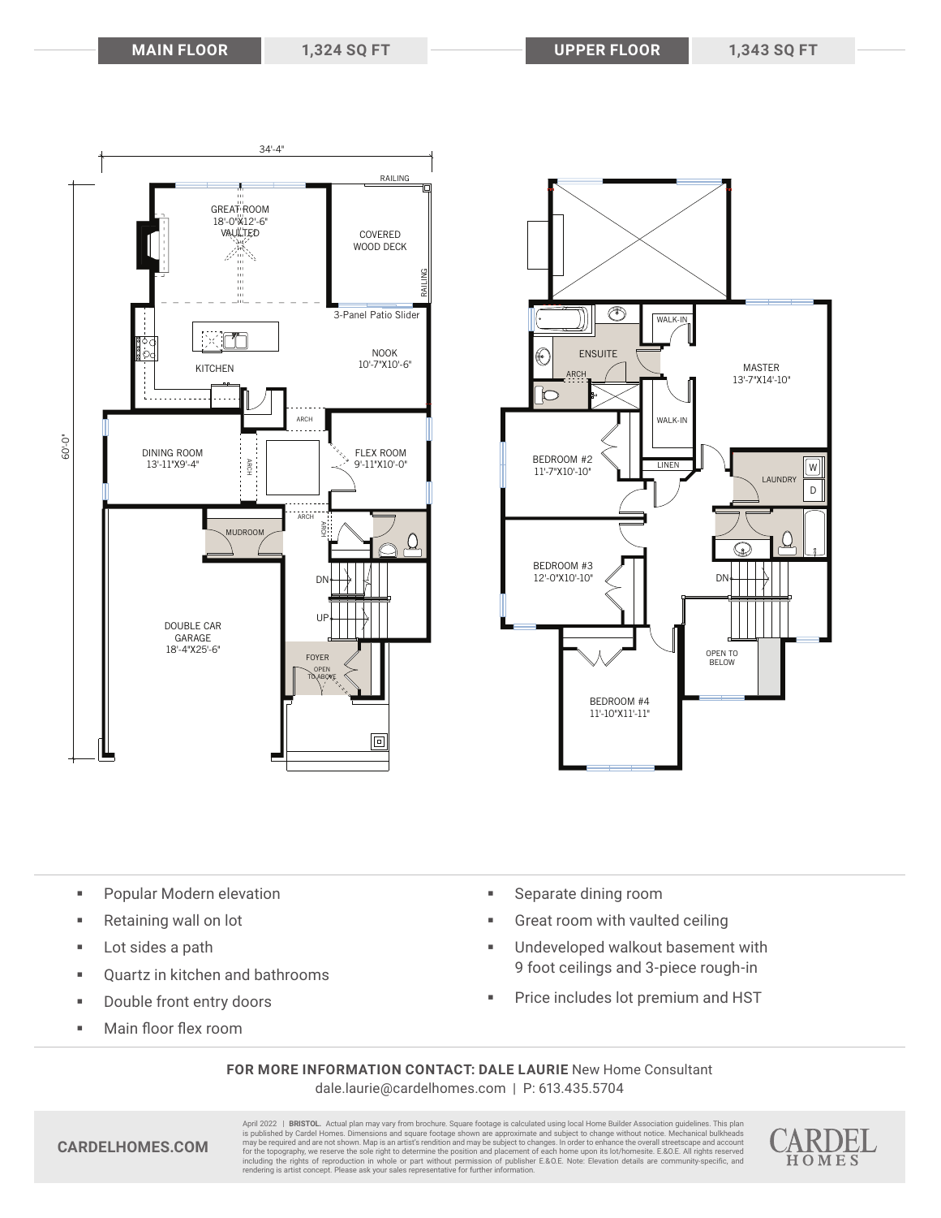| MAIN FLOOR | 1,324 SQ FT |
| --- | --- |

| UPPER FLOOR | 1,343 SQ FT |
| --- | --- |

34'-4"

60'-0"

GREAT ROOM
18'-0"X12'-6"
VAULTED

COVERED WOOD DECK

RAILING

3-Panel Patio Slider

KITCHEN

NOOK
10'-7"X10'-6"

ARCH

DINING ROOM
13'-11"X9'-4"

FLEX ROOM
9'-11"X10'-0"

MUDROOM

DOUBLE CAR GARAGE
18'-4"X25'-6"

DN

UP

FOYER

OPEN TO ABOVE

ENSUITE

WALK-IN

MASTER
13'-7"X14'-10"

BEDROOM #2
11'-7"X10'-10"

LINEN

LAUNDRY

W

D

BEDROOM #3
12'-0"X10'-10"

BEDROOM #4
11'-10"X11'-11"

OPEN TO BELOW

- Popular Modern elevation
- Retaining wall on lot
- Lot sides a path
- Quartz in kitchen and bathrooms
- Double front entry doors
- Main floor flex room
- Separate dining room
- Great room with vaulted ceiling
- Undeveloped walkout basement with 9 foot ceilings and 3-piece rough-in
- Price includes lot premium and HST

**FOR MORE INFORMATION CONTACT: DALE LAURIE** New Home Consultant
dale.laurie@cardelhomes.com | P: 613.435.5704

**CARDELHOMES.COM**

April 2022 | **BRISTOL.** Actual plan may vary from brochure. Square footage is calculated using local Home Builder Association guidelines. This plan is published by Cardel Homes. Dimensions and square footage shown are approximate and subject to change without notice. Mechanical bulkheads may be required and are not shown. Map is an artist's rendition and may be subject to changes. In order to enhance the overall streetscape and account for the topography, we reserve the sole right to determine the position and placement of each home upon its lot/homesite. E.&O.E. All rights reserved including the rights of reproduction in whole or part without permission of publisher E.&O.E. Note: Elevation details are community-specific, and rendering is artist concept. Please ask your sales representative for further information.

CARDEL HOMES